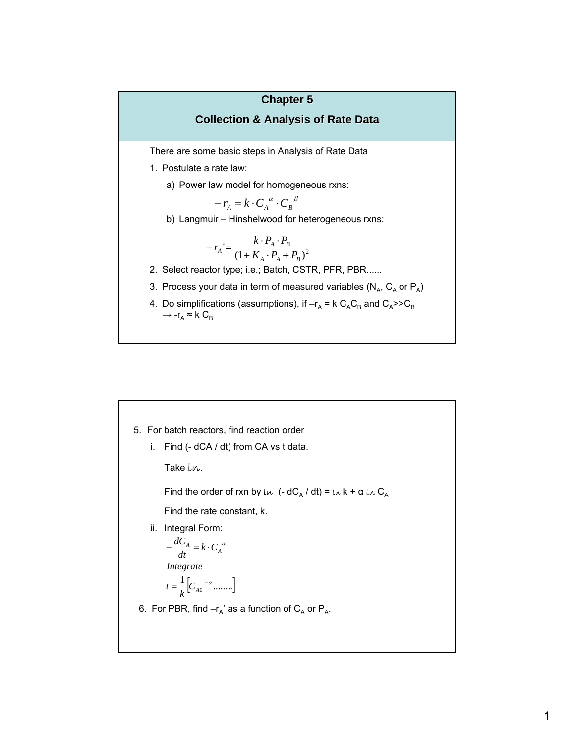# Chapter 5

## Collection & Analysis of Rate Data

There are some basic steps in Analysis of Rate Data

1. Postulate a rate law:

   a) Power law model for homogeneous rxns:

   $$-r_A = k \cdot C_A^{\alpha} \cdot C_B^{\beta}$$

   b) Langmuir – Hinshelwood for heterogeneous rxns:

   $$-r_A' = \frac{k \cdot P_A \cdot P_B}{(1 + K_A \cdot P_A + P_B)^2}$$

2. Select reactor type; i.e.; Batch, CSTR, PFR, PBR......
3. Process your data in term of measured variables ($N_A$, $C_A$ or $P_A$)
4. Do simplifications (assumptions), if $-r_A = k\, C_A C_B$ and $C_A >> C_B$ → $-r_A \approx k\, C_B$

5. For batch reactors, find reaction order

   i. Find ($- dC_A / dt$) from $C_A$ vs t data.

      Take $\ln$.

      Find the order of rxn by $\ln(- dC_A / dt) = \ln k + \alpha \ln C_A$

      Find the rate constant, k.

   ii. Integral Form:

   $$-\frac{dC_A}{dt} = k \cdot C_A^{\alpha}$$

   *Integrate*

   $$t = \frac{1}{k}\left[C_{A0}^{1-\alpha} \ldots\ldots\right]$$

6. For PBR, find $-r_A'$ as a function of $C_A$ or $P_A$.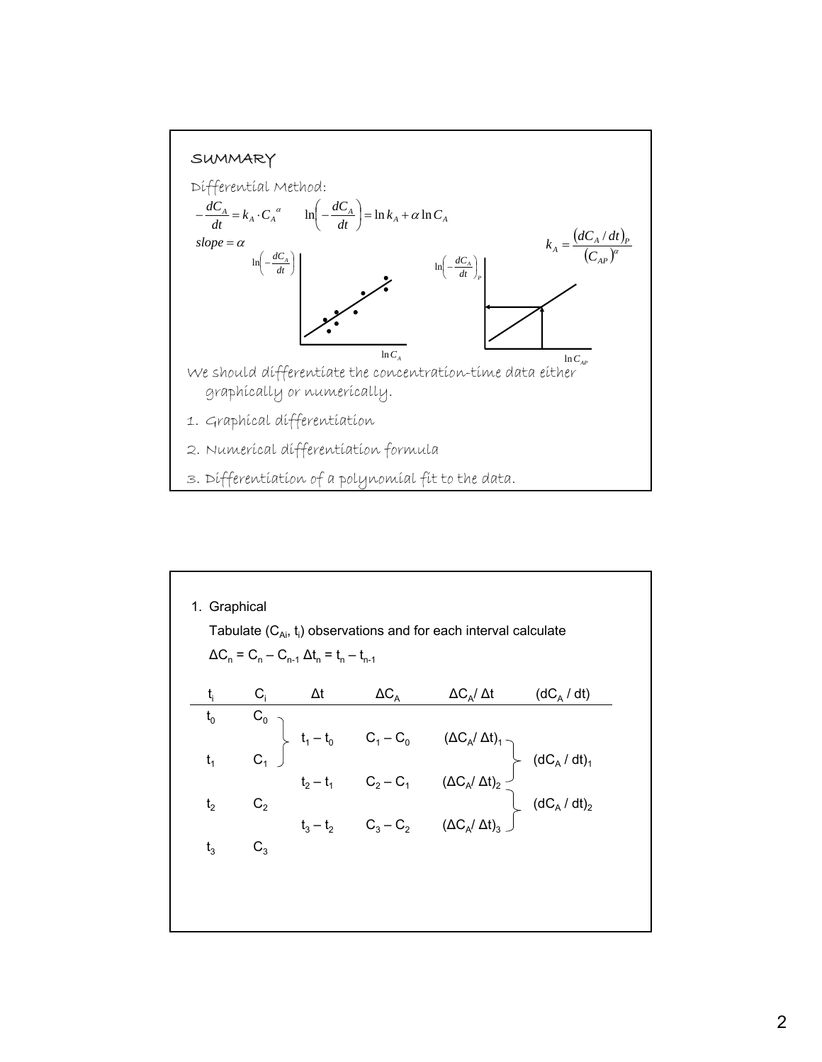## SUMMARY

Differential Method:

$$-\frac{dC_A}{dt} = k_A \cdot C_A^{\alpha} \qquad \ln\left(-\frac{dC_A}{dt}\right) = \ln k_A + \alpha \ln C_A$$

$slope = \alpha$

$$k_A = \frac{(dC_A/dt)_P}{(C_{AP})^{\alpha}}$$

$\ln\left(-\frac{dC_A}{dt}\right)$ vs. $\ln C_A$

$\ln\left(-\frac{dC_A}{dt}\right)_P$ vs. $\ln C_{AP}$

We should differentiate the concentration-time data either graphically or numerically.

1. Graphical differentiation
2. Numerical differentiation formula
3. Differentiation of a polynomial fit to the data.

---

1. Graphical

Tabulate ($C_{Ai}$, $t_i$) observations and for each interval calculate

$\Delta C_n = C_n - C_{n-1}$ $\Delta t_n = t_n - t_{n-1}$

| $t_i$ | $C_i$ | $\Delta t$ | $\Delta C_A$ | $\Delta C_A / \Delta t$ | $(dC_A / dt)$ |
|---|---|---|---|---|---|
| $t_0$ | $C_0$ | | | | |
| | | $t_1 - t_0$ | $C_1 - C_0$ | $(\Delta C_A / \Delta t)_1$ | |
| $t_1$ | $C_1$ | | | | $(dC_A / dt)_1$ |
| | | $t_2 - t_1$ | $C_2 - C_1$ | $(\Delta C_A / \Delta t)_2$ | |
| $t_2$ | $C_2$ | | | | $(dC_A / dt)_2$ |
| | | $t_3 - t_2$ | $C_3 - C_2$ | $(\Delta C_A / \Delta t)_3$ | |
| $t_3$ | $C_3$ | | | | |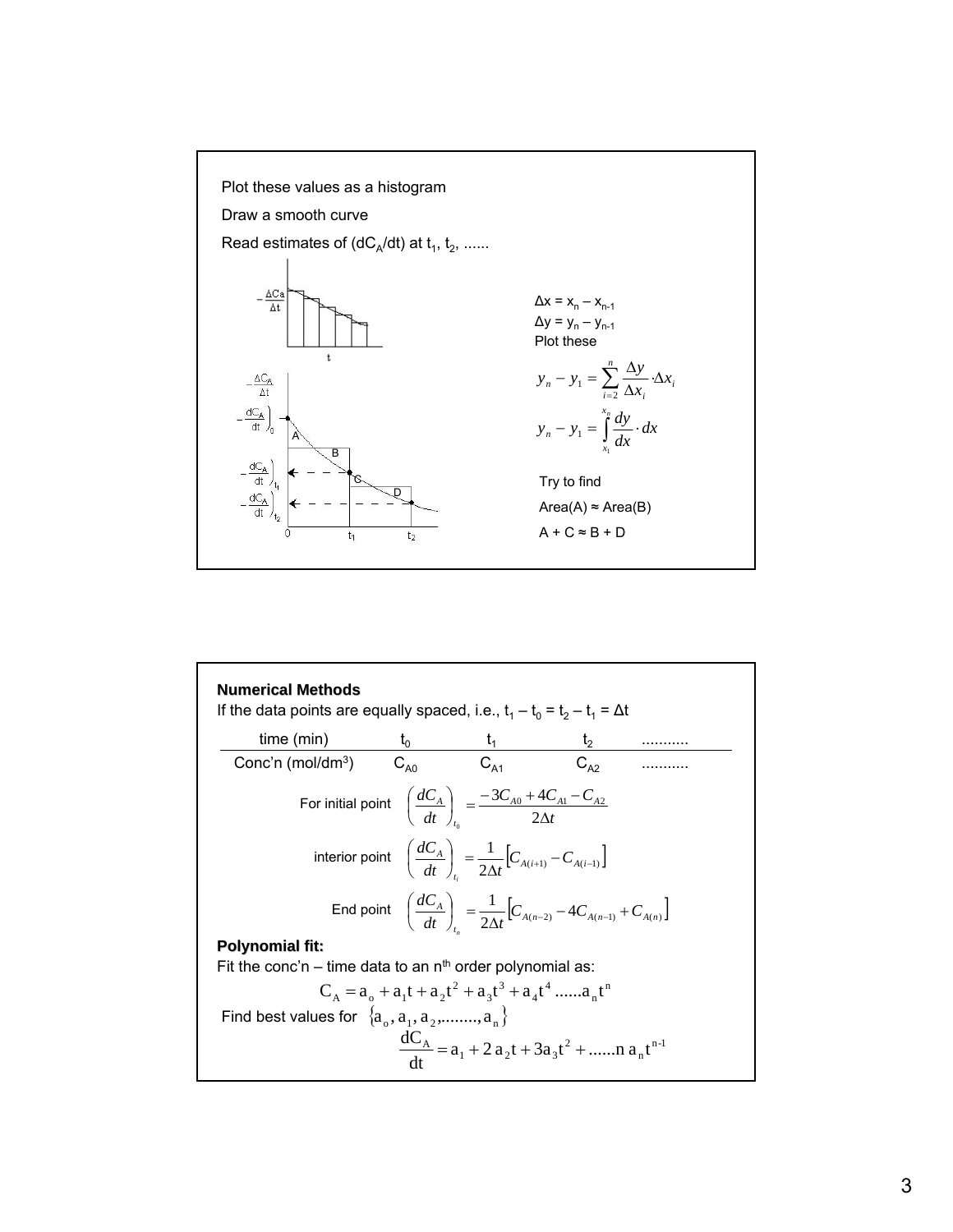Plot these values as a histogram

Draw a smooth curve

Read estimates of ($dC_A/dt$) at $t_1$, $t_2$, ......

$\Delta x = x_n - x_{n-1}$

$\Delta y = y_n - y_{n-1}$

Plot these

$$y_n - y_1 = \sum_{i=2}^{n} \frac{\Delta y}{\Delta x_i} \cdot \Delta x_i$$

$$y_n - y_1 = \int_{x_1}^{x_n} \frac{dy}{dx} \cdot dx$$

Try to find

Area(A) ≈ Area(B)

A + C ≈ B + D

**Numerical Methods**

If the data points are equally spaced, i.e., $t_1 - t_0 = t_2 - t_1 = \Delta t$

| time (min) | $t_0$ | $t_1$ | $t_2$ | ........... |
|---|---|---|---|---|
| Conc'n (mol/dm$^3$) | $C_{A0}$ | $C_{A1}$ | $C_{A2}$ | ........... |

For initial point $$\left(\frac{dC_A}{dt}\right)_{t_0} = \frac{-3C_{A0} + 4C_{A1} - C_{A2}}{2\Delta t}$$

interior point $$\left(\frac{dC_A}{dt}\right)_{t_i} = \frac{1}{2\Delta t}\left[C_{A(i+1)} - C_{A(i-1)}\right]$$

End point $$\left(\frac{dC_A}{dt}\right)_{t_n} = \frac{1}{2\Delta t}\left[C_{A(n-2)} - 4C_{A(n-1)} + C_{A(n)}\right]$$

**Polynomial fit:**

Fit the conc'n – time data to an $n^{th}$ order polynomial as:

$$C_A = a_o + a_1 t + a_2 t^2 + a_3 t^3 + a_4 t^4 \text{......} a_n t^n$$

Find best values for $\{a_o, a_1, a_2, \text{........}, a_n\}$

$$\frac{dC_A}{dt} = a_1 + 2a_2 t + 3a_3 t^2 + \text{......} n\, a_n t^{n-1}$$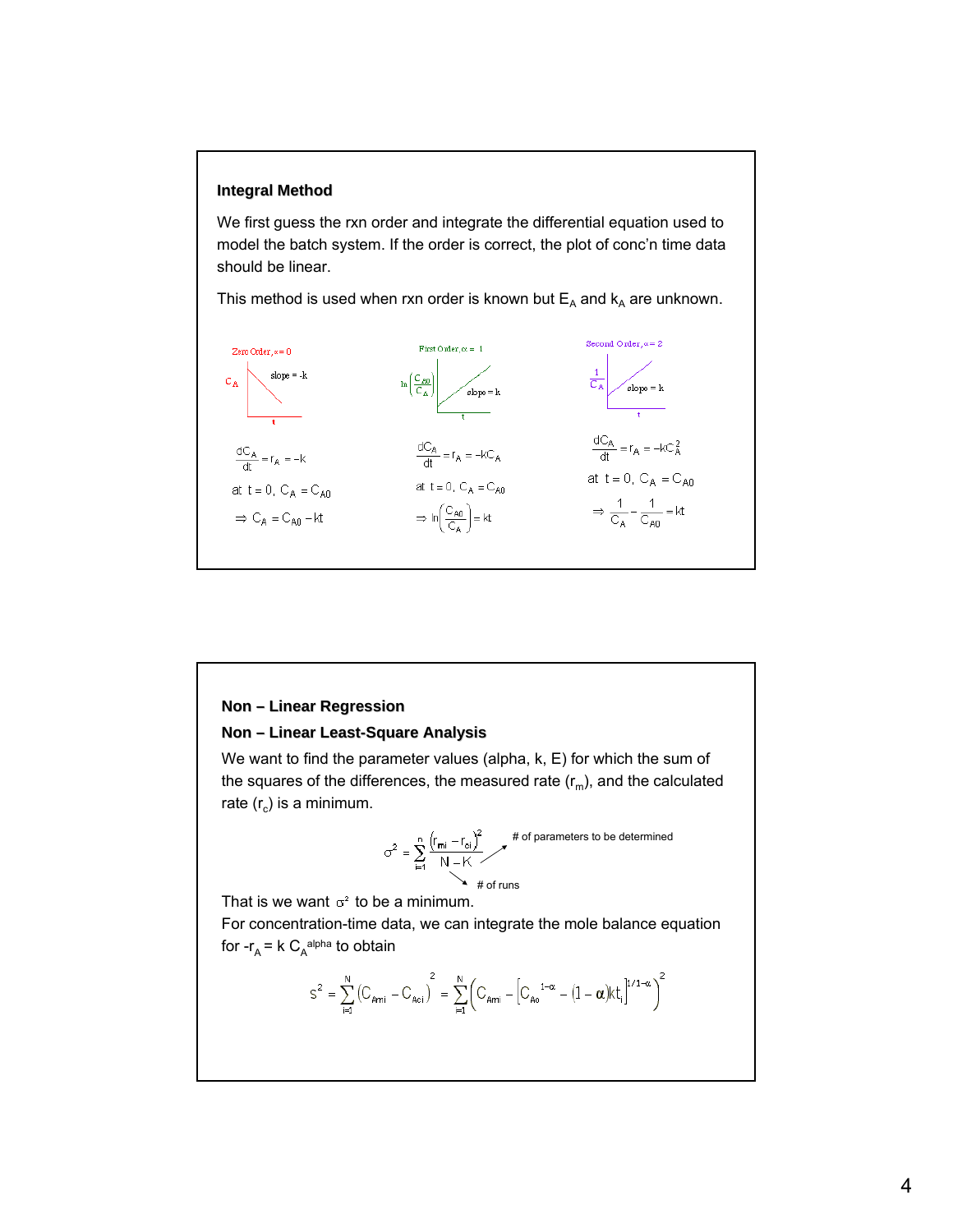**Integral Method**

We first guess the rxn order and integrate the differential equation used to model the batch system. If the order is correct, the plot of conc'n time data should be linear.

This method is used when rxn order is known but $E_A$ and $k_A$ are unknown.

Zero Order, $\alpha = 0$

$C_A$ vs. $t$: slope = $-k$

$$\frac{dC_A}{dt} = r_A = -k$$

at $t = 0$, $C_A = C_{A0}$

$$\Rightarrow C_A = C_{A0} - kt$$

First Order, $\alpha = 1$

$\ln\left(\frac{C_{A0}}{C_A}\right)$ vs. $t$: slope = $k$

$$\frac{dC_A}{dt} = r_A = -kC_A$$

at $t = 0$, $C_A = C_{A0}$

$$\Rightarrow \ln\left(\frac{C_{A0}}{C_A}\right) = kt$$

Second Order, $\alpha = 2$

$\frac{1}{C_A}$ vs. $t$: slope = $k$

$$\frac{dC_A}{dt} = r_A = -kC_A^2$$

at $t = 0$, $C_A = C_{A0}$

$$\Rightarrow \frac{1}{C_A} - \frac{1}{C_{A0}} = kt$$

**Non – Linear Regression**

**Non – Linear Least-Square Analysis**

We want to find the parameter values (alpha, k, E) for which the sum of the squares of the differences, the measured rate ($r_m$), and the calculated rate ($r_c$) is a minimum.

$$\sigma^2 = \sum_{i=1}^{n} \frac{(r_{mi} - r_{ci})^2}{N - K}$$

K = # of parameters to be determined

N = # of runs

That is we want $\sigma^2$ to be a minimum.

For concentration-time data, we can integrate the mole balance equation for $-r_A = k\, C_A^{alpha}$ to obtain

$$s^2 = \sum_{i=1}^{N} (C_{Ami} - C_{Aci})^2 = \sum_{i=1}^{N} \left( C_{Ami} - \left[ C_{A0}^{\,1-\alpha} - (1-\alpha)kt_i \right]^{1/1-\alpha} \right)^2$$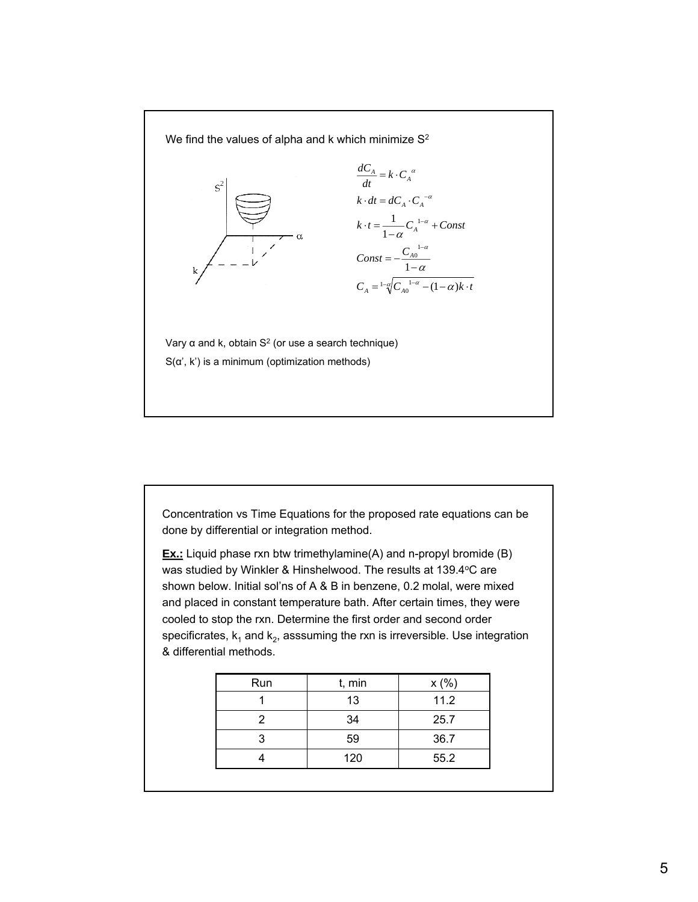We find the values of alpha and k which minimize $S^2$

$$\frac{dC_A}{dt} = k \cdot C_A{}^{\alpha}$$

$$k \cdot dt = dC_A \cdot C_A{}^{-\alpha}$$

$$k \cdot t = \frac{1}{1-\alpha} C_A{}^{1-\alpha} + Const$$

$$Const = -\frac{C_{A0}{}^{1-\alpha}}{1-\alpha}$$

$$C_A = \sqrt[1-\alpha]{C_{A0}{}^{1-\alpha} - (1-\alpha)k \cdot t}$$

Vary α and k, obtain $S^2$ (or use a search technique)

S(α', k') is a minimum (optimization methods)

Concentration vs Time Equations for the proposed rate equations can be done by differential or integration method.

**Ex.:** Liquid phase rxn btw trimethylamine(A) and n-propyl bromide (B) was studied by Winkler & Hinshelwood. The results at 139.4°C are shown below. Initial sol'ns of A & B in benzene, 0.2 molal, were mixed and placed in constant temperature bath. After certain times, they were cooled to stop the rxn. Determine the first order and second order specificrates, $k_1$ and $k_2$, asssuming the rxn is irreversible. Use integration & differential methods.

| Run | t, min | x (%) |
|---|---|---|
| 1 | 13 | 11.2 |
| 2 | 34 | 25.7 |
| 3 | 59 | 36.7 |
| 4 | 120 | 55.2 |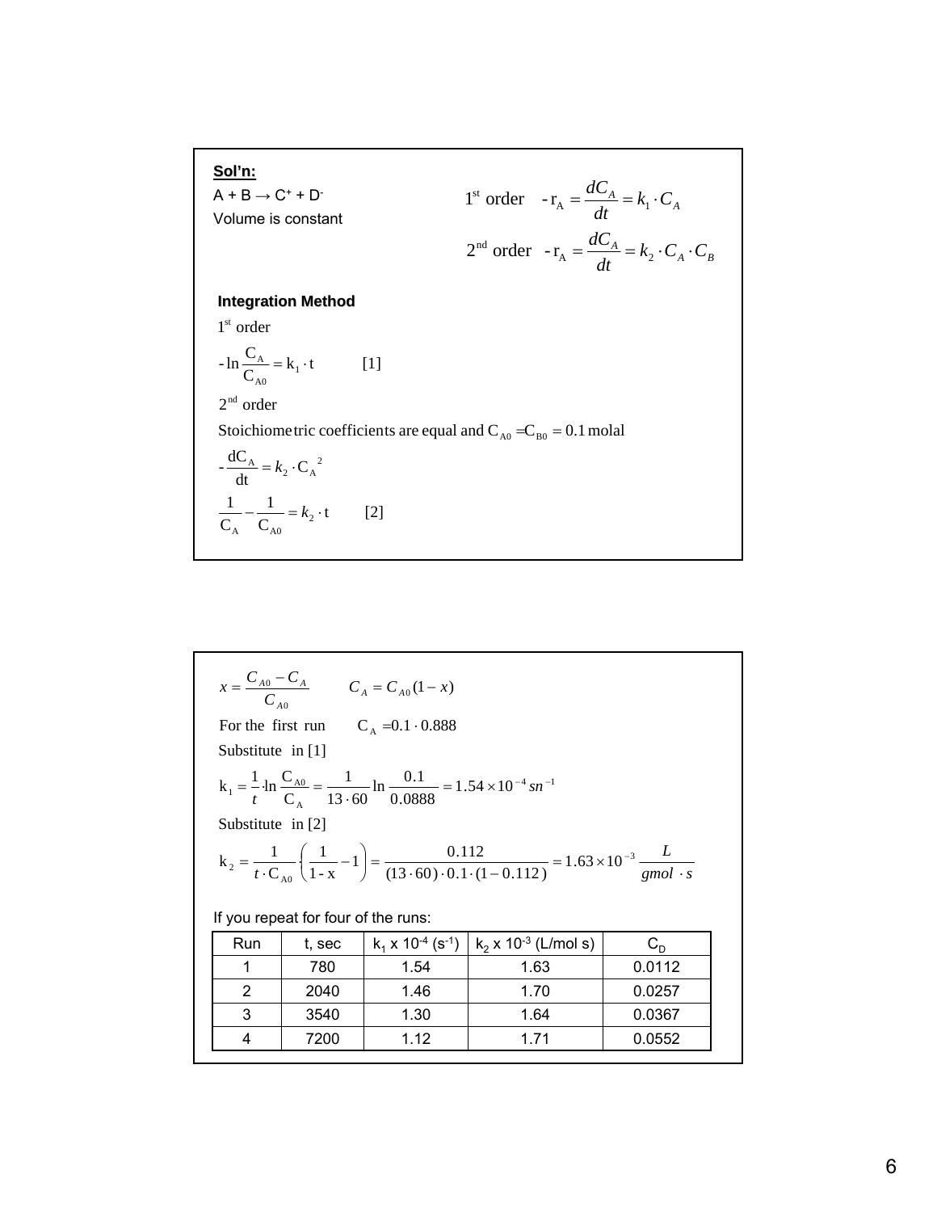**Sol'n:**

$A + B \rightarrow C^+ + D^-$

Volume is constant

$$1^{st} \text{ order} \quad -r_A = \frac{dC_A}{dt} = k_1 \cdot C_A$$

$$2^{nd} \text{ order} \quad -r_A = \frac{dC_A}{dt} = k_2 \cdot C_A \cdot C_B$$

**Integration Method**

$1^{st}$ order

$$-\ln\frac{C_A}{C_{A0}} = k_1 \cdot t \qquad [1]$$

$2^{nd}$ order

Stoichiometric coefficients are equal and $C_{A0} = C_{B0} = 0.1$ molal

$$-\frac{dC_A}{dt} = k_2 \cdot C_A{}^2$$

$$\frac{1}{C_A} - \frac{1}{C_{A0}} = k_2 \cdot t \qquad [2]$$

$$x = \frac{C_{A0} - C_A}{C_{A0}} \qquad C_A = C_{A0}(1-x)$$

For the first run $\quad C_A = 0.1 \cdot 0.888$

Substitute in [1]

$$k_1 = \frac{1}{t} \cdot \ln\frac{C_{A0}}{C_A} = \frac{1}{13 \cdot 60} \ln\frac{0.1}{0.0888} = 1.54 \times 10^{-4}\, sn^{-1}$$

Substitute in [2]

$$k_2 = \frac{1}{t \cdot C_{A0}} \cdot \left(\frac{1}{1-x} - 1\right) = \frac{0.112}{(13 \cdot 60) \cdot 0.1 \cdot (1 - 0.112)} = 1.63 \times 10^{-3}\, \frac{L}{gmol \cdot s}$$

If you repeat for four of the runs:

| Run | t, sec | $k_1 \times 10^{-4}$ ($s^{-1}$) | $k_2 \times 10^{-3}$ (L/mol s) | $C_D$ |
|---|---|---|---|---|
| 1 | 780 | 1.54 | 1.63 | 0.0112 |
| 2 | 2040 | 1.46 | 1.70 | 0.0257 |
| 3 | 3540 | 1.30 | 1.64 | 0.0367 |
| 4 | 7200 | 1.12 | 1.71 | 0.0552 |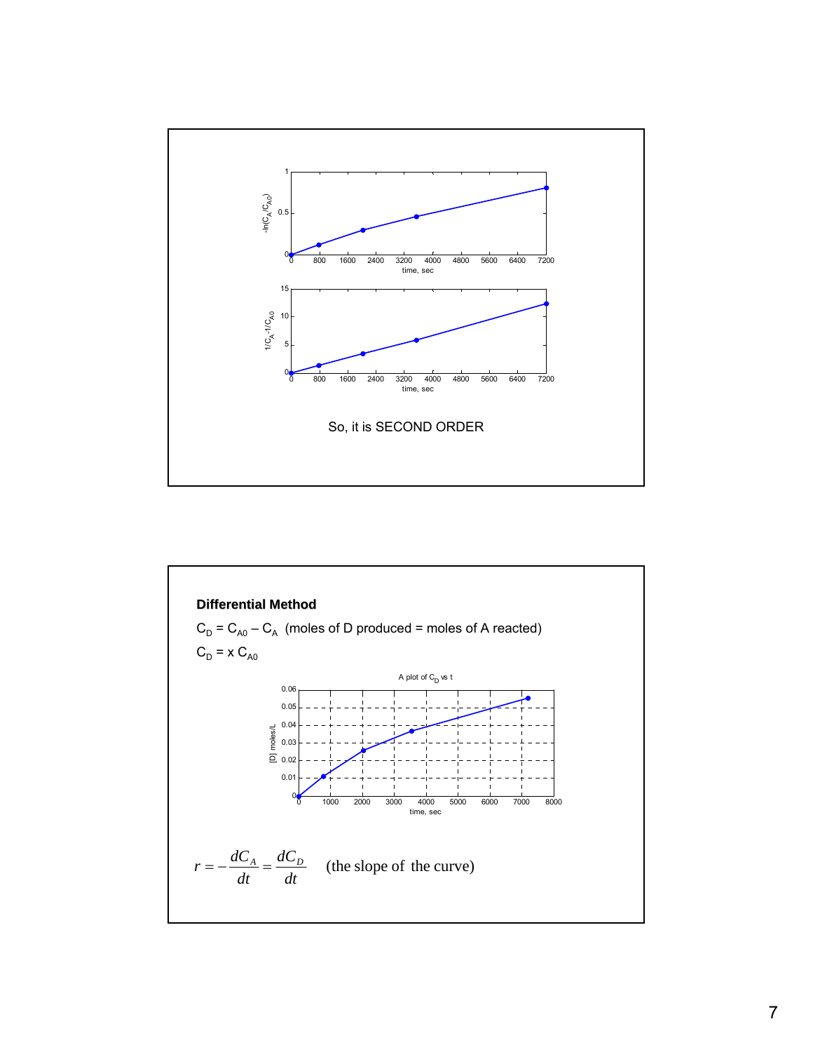So, it is SECOND ORDER

**Differential Method**

$C_D = C_{A0} - C_A$ (moles of D produced = moles of A reacted)

$C_D = x\, C_{A0}$

A plot of $C_D$ vs t

$$r = -\frac{dC_A}{dt} = \frac{dC_D}{dt} \quad \text{(the slope of the curve)}$$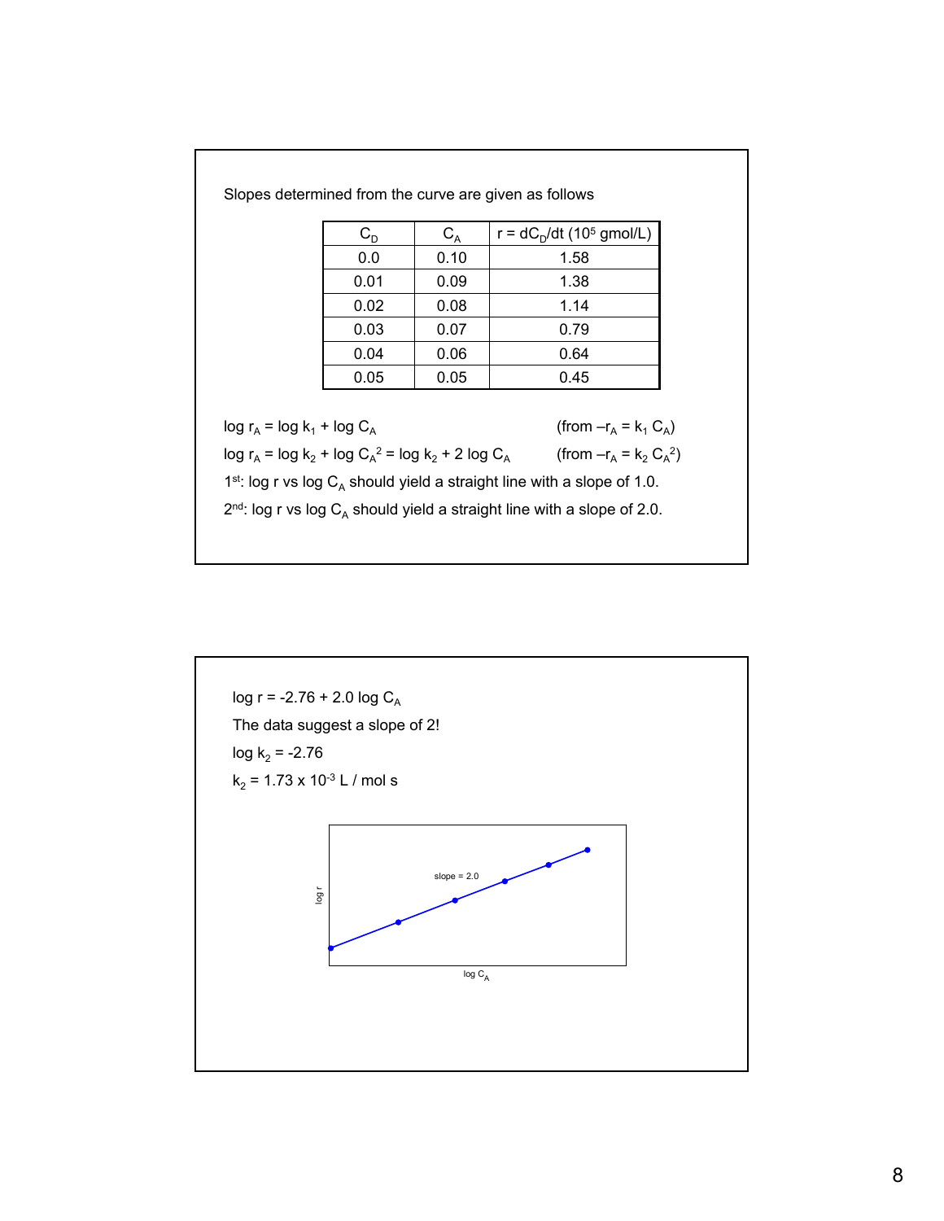Slopes determined from the curve are given as follows

| $C_D$ | $C_A$ | $r = dC_D/dt$ ($10^5$ gmol/L) |
|---|---|---|
| 0.0 | 0.10 | 1.58 |
| 0.01 | 0.09 | 1.38 |
| 0.02 | 0.08 | 1.14 |
| 0.03 | 0.07 | 0.79 |
| 0.04 | 0.06 | 0.64 |
| 0.05 | 0.05 | 0.45 |

$\log r_A = \log k_1 + \log C_A$ (from $-r_A = k_1 C_A$)

$\log r_A = \log k_2 + \log C_A^2 = \log k_2 + 2 \log C_A$ (from $-r_A = k_2 C_A^2$)

1st: log r vs log $C_A$ should yield a straight line with a slope of 1.0.

2nd: log r vs log $C_A$ should yield a straight line with a slope of 2.0.

---

$\log r = -2.76 + 2.0 \log C_A$

The data suggest a slope of 2!

$\log k_2 = -2.76$

$k_2 = 1.73 \times 10^{-3}$ L / mol s

slope = 2.0

log r

log $C_A$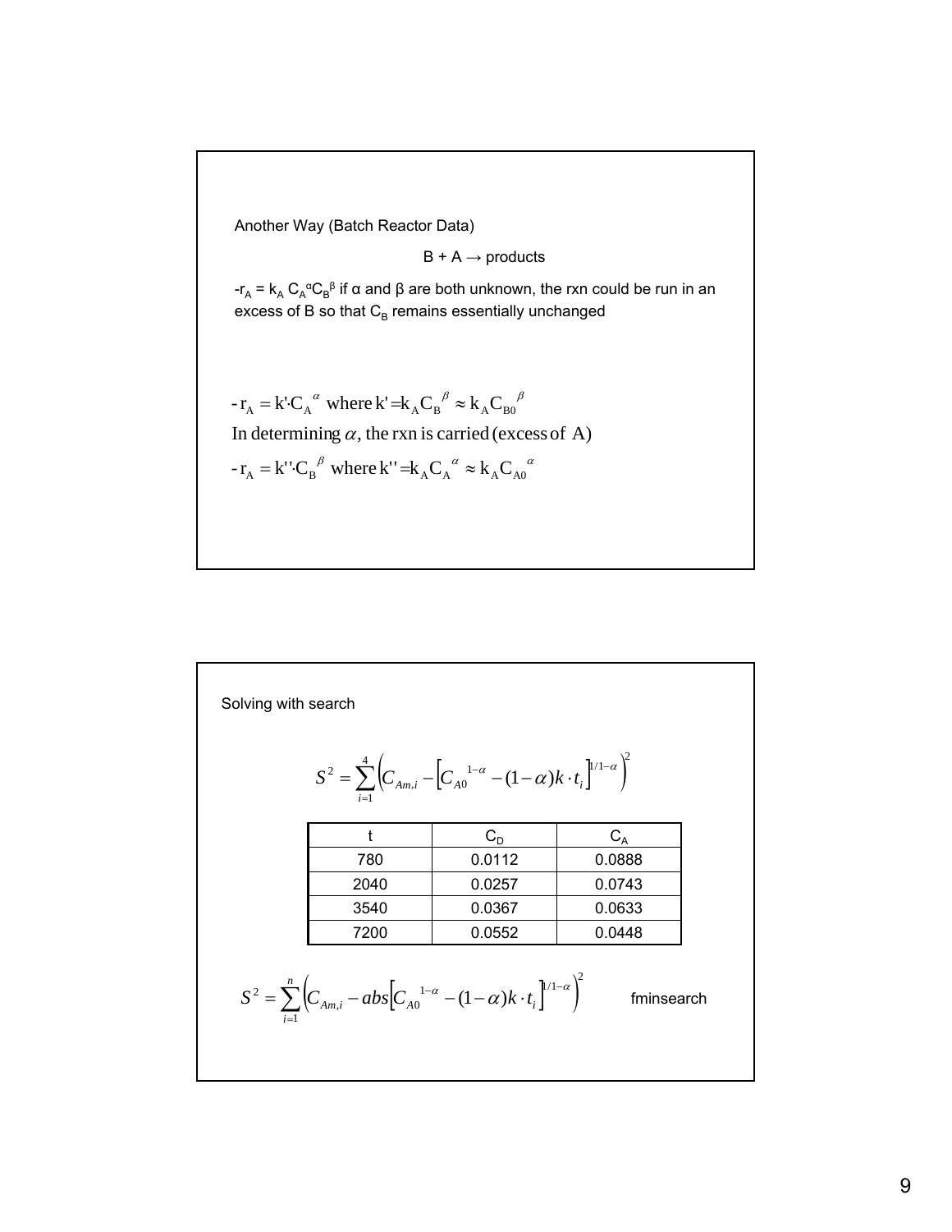Another Way (Batch Reactor Data)

B + A → products

$-r_A = k_A C_A^{\alpha} C_B^{\beta}$ if α and β are both unknown, the rxn could be run in an excess of B so that $C_B$ remains essentially unchanged

$$-r_A = k' \cdot C_A^{\alpha} \text{ where } k' = k_A C_B^{\beta} \approx k_A C_{B0}^{\beta}$$

In determining $\alpha$, the rxn is carried (excess of A)

$$-r_A = k'' \cdot C_B^{\beta} \text{ where } k'' = k_A C_A^{\alpha} \approx k_A C_{A0}^{\alpha}$$

Solving with search

$$S^2 = \sum_{i=1}^{4} \left( C_{Am,i} - \left[ C_{A0}^{1-\alpha} - (1-\alpha) k \cdot t_i \right]^{1/1-\alpha} \right)^2$$

| t | $C_D$ | $C_A$ |
|---|---|---|
| 780 | 0.0112 | 0.0888 |
| 2040 | 0.0257 | 0.0743 |
| 3540 | 0.0367 | 0.0633 |
| 7200 | 0.0552 | 0.0448 |

$$S^2 = \sum_{i=1}^{n} \left( C_{Am,i} - abs\left[ C_{A0}^{1-\alpha} - (1-\alpha) k \cdot t_i \right]^{1/1-\alpha} \right)^2$$

fminsearch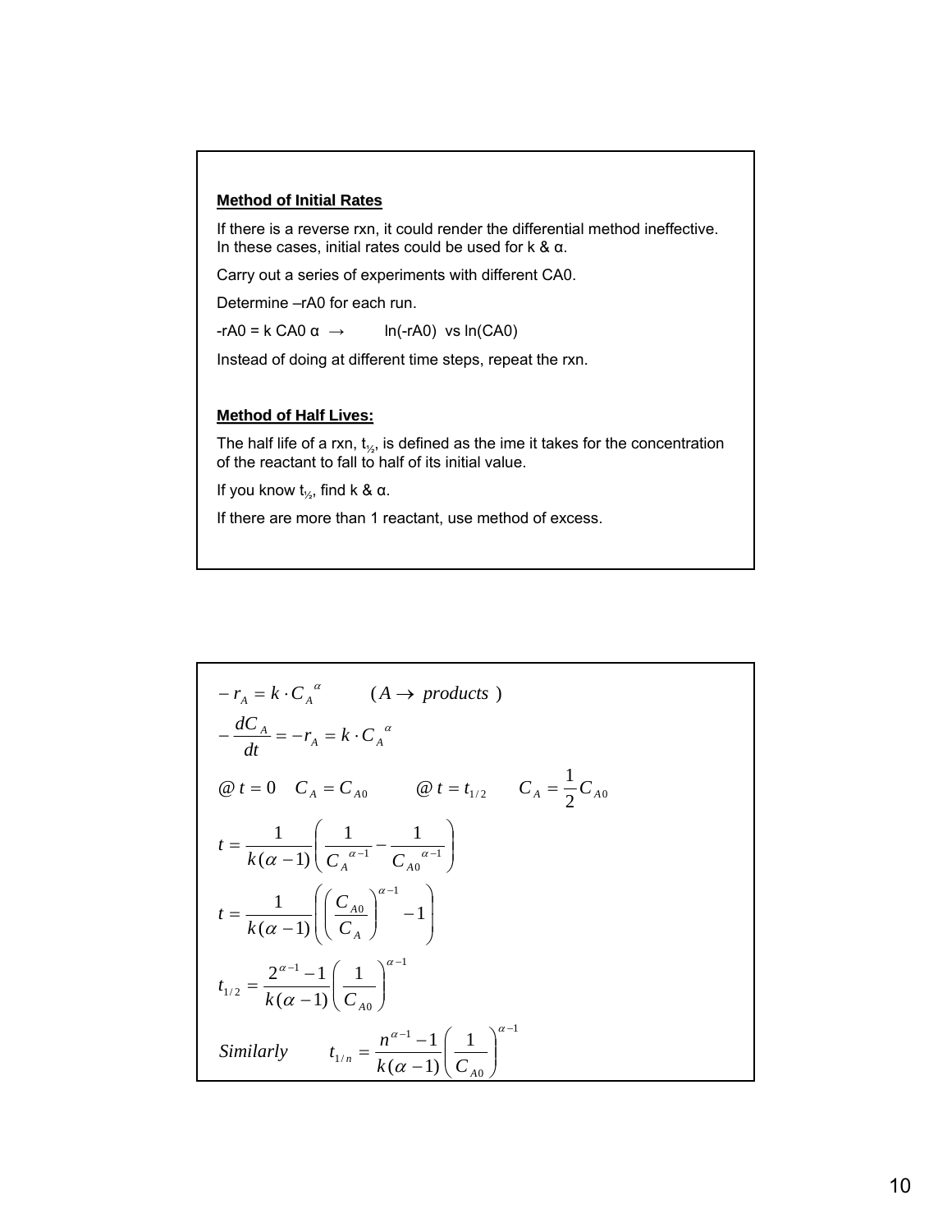**Method of Initial Rates**

If there is a reverse rxn, it could render the differential method ineffective. In these cases, initial rates could be used for k & α.

Carry out a series of experiments with different CA0.

Determine –rA0 for each run.

-rA0 = k CA0 α → ln(-rA0) vs ln(CA0)

Instead of doing at different time steps, repeat the rxn.

**Method of Half Lives:**

The half life of a rxn, $t_{½}$, is defined as the ime it takes for the concentration of the reactant to fall to half of its initial value.

If you know $t_{½}$, find k & α.

If there are more than 1 reactant, use method of excess.

$$-r_A = k \cdot C_A{}^{\alpha} \qquad (A \rightarrow \ products\ )$$

$$-\frac{dC_A}{dt} = -r_A = k \cdot C_A{}^{\alpha}$$

$$@\, t = 0 \quad C_A = C_{A0} \qquad @\, t = t_{1/2} \qquad C_A = \frac{1}{2} C_{A0}$$

$$t = \frac{1}{k(\alpha - 1)} \left( \frac{1}{C_A{}^{\alpha - 1}} - \frac{1}{C_{A0}{}^{\alpha - 1}} \right)$$

$$t = \frac{1}{k(\alpha - 1)} \left( \left( \frac{C_{A0}}{C_A} \right)^{\alpha - 1} - 1 \right)$$

$$t_{1/2} = \frac{2^{\alpha - 1} - 1}{k(\alpha - 1)} \left( \frac{1}{C_{A0}} \right)^{\alpha - 1}$$

$$Similarly \qquad t_{1/n} = \frac{n^{\alpha - 1} - 1}{k(\alpha - 1)} \left( \frac{1}{C_{A0}} \right)^{\alpha - 1}$$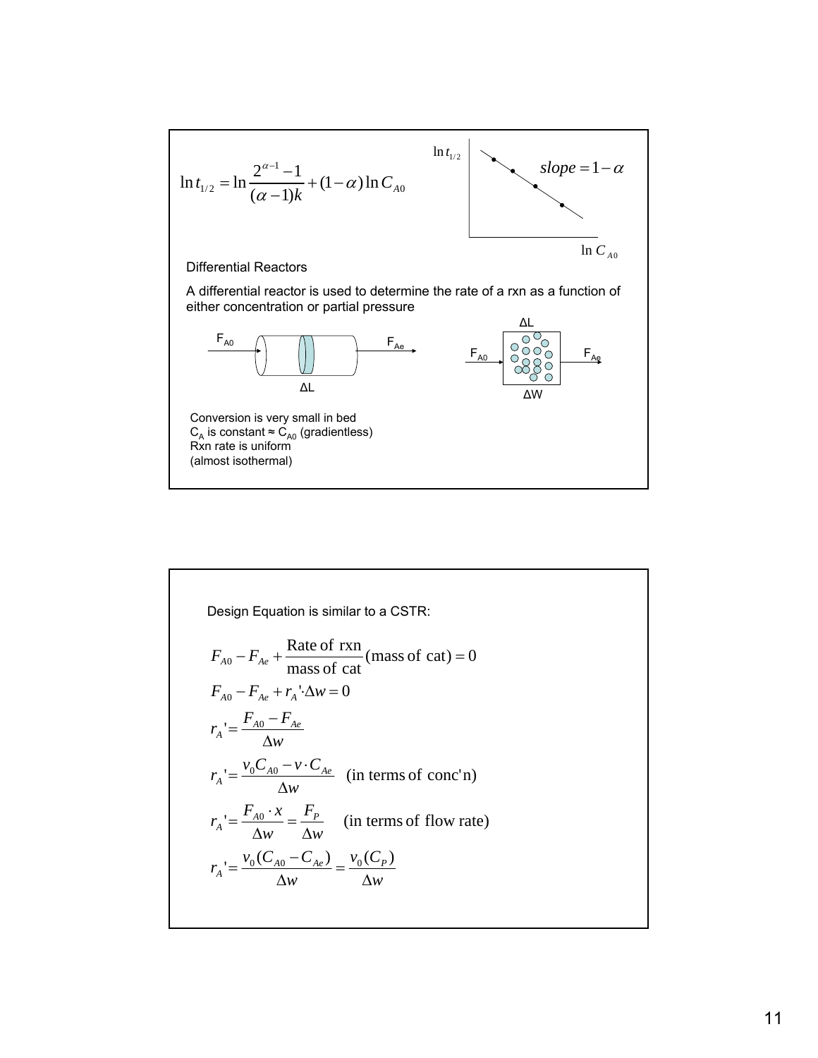$$\ln t_{1/2} = \ln \frac{2^{\alpha-1}-1}{(\alpha-1)k} + (1-\alpha)\ln C_{A0}$$

$\ln t_{1/2}$ vs. $\ln C_{A0}$: $slope = 1-\alpha$

Differential Reactors

A differential reactor is used to determine the rate of a rxn as a function of either concentration or partial pressure

$F_{A0}$ → ΔL → $F_{Ae}$

$F_{A0}$ → ΔL, ΔW → $F_{Ae}$

Conversion is very small in bed
$C_A$ is constant ≈ $C_{A0}$ (gradientless)
Rxn rate is uniform
(almost isothermal)

Design Equation is similar to a CSTR:

$$F_{A0} - F_{Ae} + \frac{\text{Rate of rxn}}{\text{mass of cat}}(\text{mass of cat}) = 0$$

$$F_{A0} - F_{Ae} + r_A' \cdot \Delta w = 0$$

$$r_A' = \frac{F_{A0} - F_{Ae}}{\Delta w}$$

$$r_A' = \frac{v_0 C_{A0} - v \cdot C_{Ae}}{\Delta w} \quad \text{(in terms of conc'n)}$$

$$r_A' = \frac{F_{A0} \cdot x}{\Delta w} = \frac{F_P}{\Delta w} \quad \text{(in terms of flow rate)}$$

$$r_A' = \frac{v_0 (C_{A0} - C_{Ae})}{\Delta w} = \frac{v_0 (C_P)}{\Delta w}$$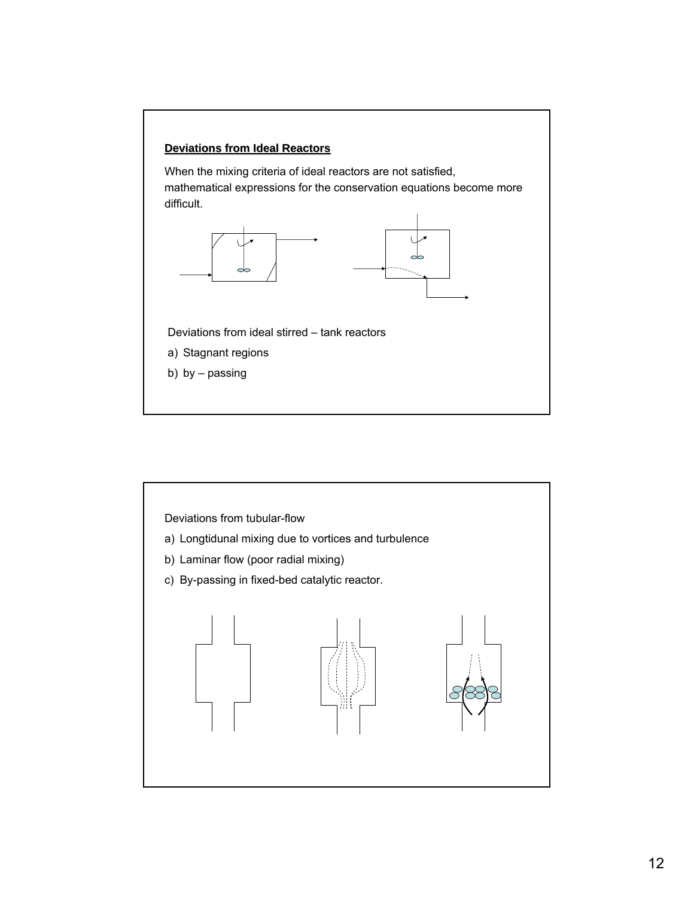**Deviations from Ideal Reactors**

When the mixing criteria of ideal reactors are not satisfied, mathematical expressions for the conservation equations become more difficult.

Deviations from ideal stirred – tank reactors

a) Stagnant regions

b) by – passing

Deviations from tubular-flow

a) Longtidunal mixing due to vortices and turbulence

b) Laminar flow (poor radial mixing)

c) By-passing in fixed-bed catalytic reactor.